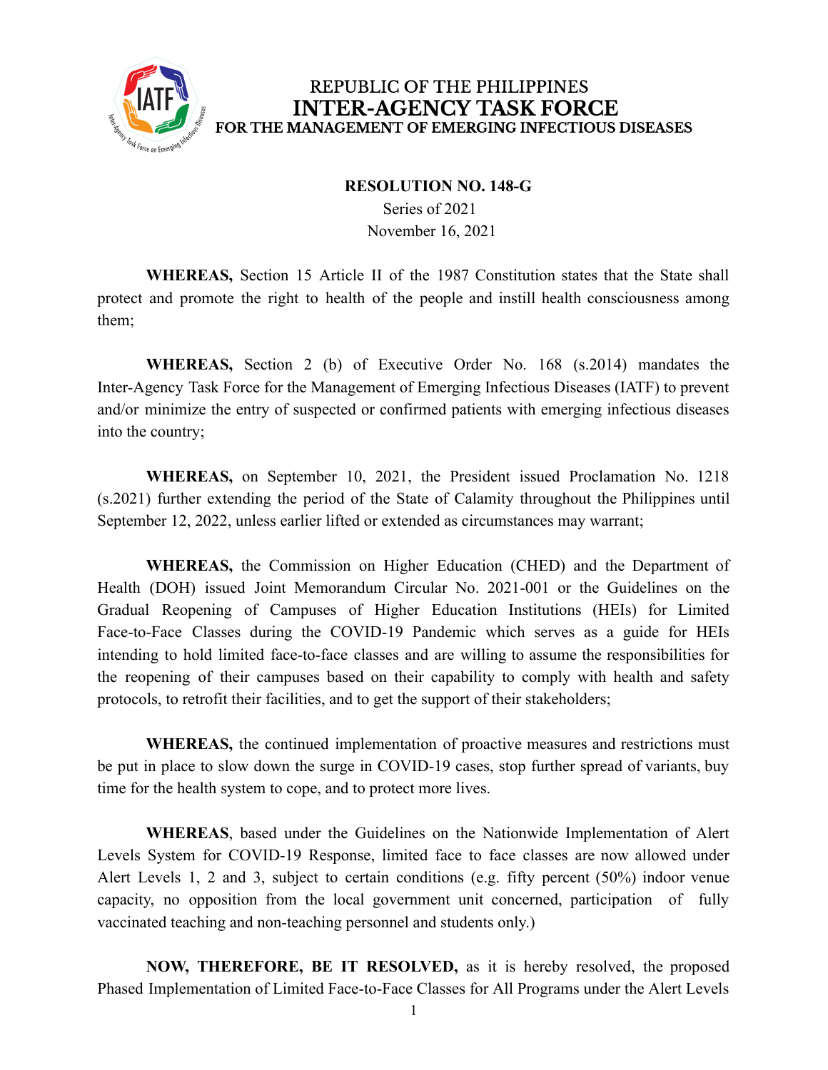REPUBLIC OF THE PHILIPPINES

# INTER-AGENCY TASK FORCE

**FOR THE MANAGEMENT OF EMERGING INFECTIOUS DISEASES**

**RESOLUTION NO. 148-G**

Series of 2021

November 16, 2021

**WHEREAS,** Section 15 Article II of the 1987 Constitution states that the State shall protect and promote the right to health of the people and instill health consciousness among them;

**WHEREAS,** Section 2 (b) of Executive Order No. 168 (s.2014) mandates the Inter-Agency Task Force for the Management of Emerging Infectious Diseases (IATF) to prevent and/or minimize the entry of suspected or confirmed patients with emerging infectious diseases into the country;

**WHEREAS,** on September 10, 2021, the President issued Proclamation No. 1218 (s.2021) further extending the period of the State of Calamity throughout the Philippines until September 12, 2022, unless earlier lifted or extended as circumstances may warrant;

**WHEREAS,** the Commission on Higher Education (CHED) and the Department of Health (DOH) issued Joint Memorandum Circular No. 2021-001 or the Guidelines on the Gradual Reopening of Campuses of Higher Education Institutions (HEIs) for Limited Face-to-Face Classes during the COVID-19 Pandemic which serves as a guide for HEIs intending to hold limited face-to-face classes and are willing to assume the responsibilities for the reopening of their campuses based on their capability to comply with health and safety protocols, to retrofit their facilities, and to get the support of their stakeholders;

**WHEREAS,** the continued implementation of proactive measures and restrictions must be put in place to slow down the surge in COVID-19 cases, stop further spread of variants, buy time for the health system to cope, and to protect more lives.

**WHEREAS**, based under the Guidelines on the Nationwide Implementation of Alert Levels System for COVID-19 Response, limited face to face classes are now allowed under Alert Levels 1, 2 and 3, subject to certain conditions (e.g. fifty percent (50%) indoor venue capacity, no opposition from the local government unit concerned, participation of fully vaccinated teaching and non-teaching personnel and students only.)

**NOW, THEREFORE, BE IT RESOLVED,** as it is hereby resolved, the proposed Phased Implementation of Limited Face-to-Face Classes for All Programs under the Alert Levels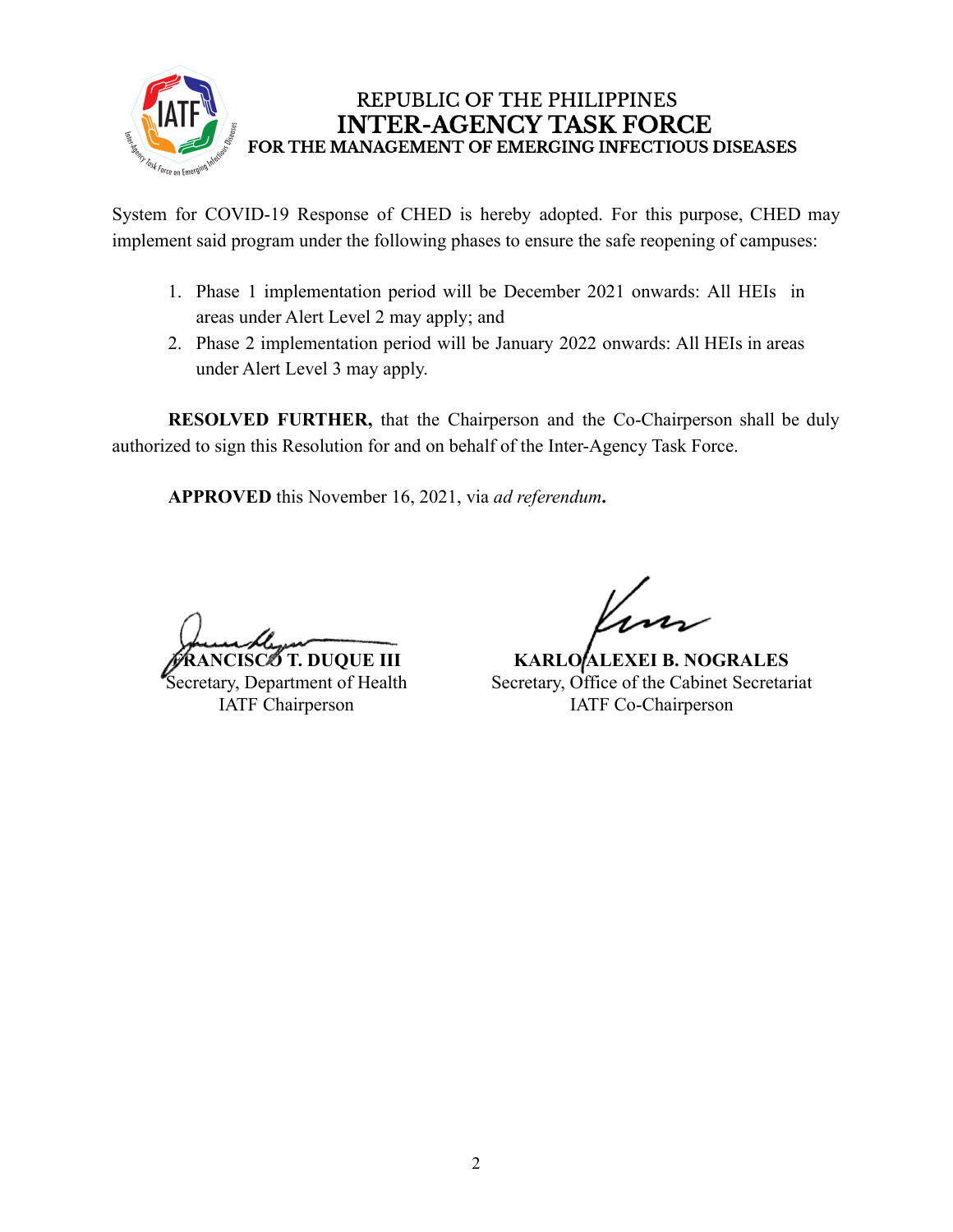System for COVID-19 Response of CHED is hereby adopted. For this purpose, CHED may implement said program under the following phases to ensure the safe reopening of campuses:

1. Phase 1 implementation period will be December 2021 onwards: All HEIs in areas under Alert Level 2 may apply; and
2. Phase 2 implementation period will be January 2022 onwards: All HEIs in areas under Alert Level 3 may apply.

**RESOLVED FURTHER,** that the Chairperson and the Co-Chairperson shall be duly authorized to sign this Resolution for and on behalf of the Inter-Agency Task Force.

**APPROVED** this November 16, 2021, via *ad referendum***.**

**FRANCISCO T. DUQUE III**
Secretary, Department of Health
IATF Chairperson

**KARLO ALEXEI B. NOGRALES**
Secretary, Office of the Cabinet Secretariat
IATF Co-Chairperson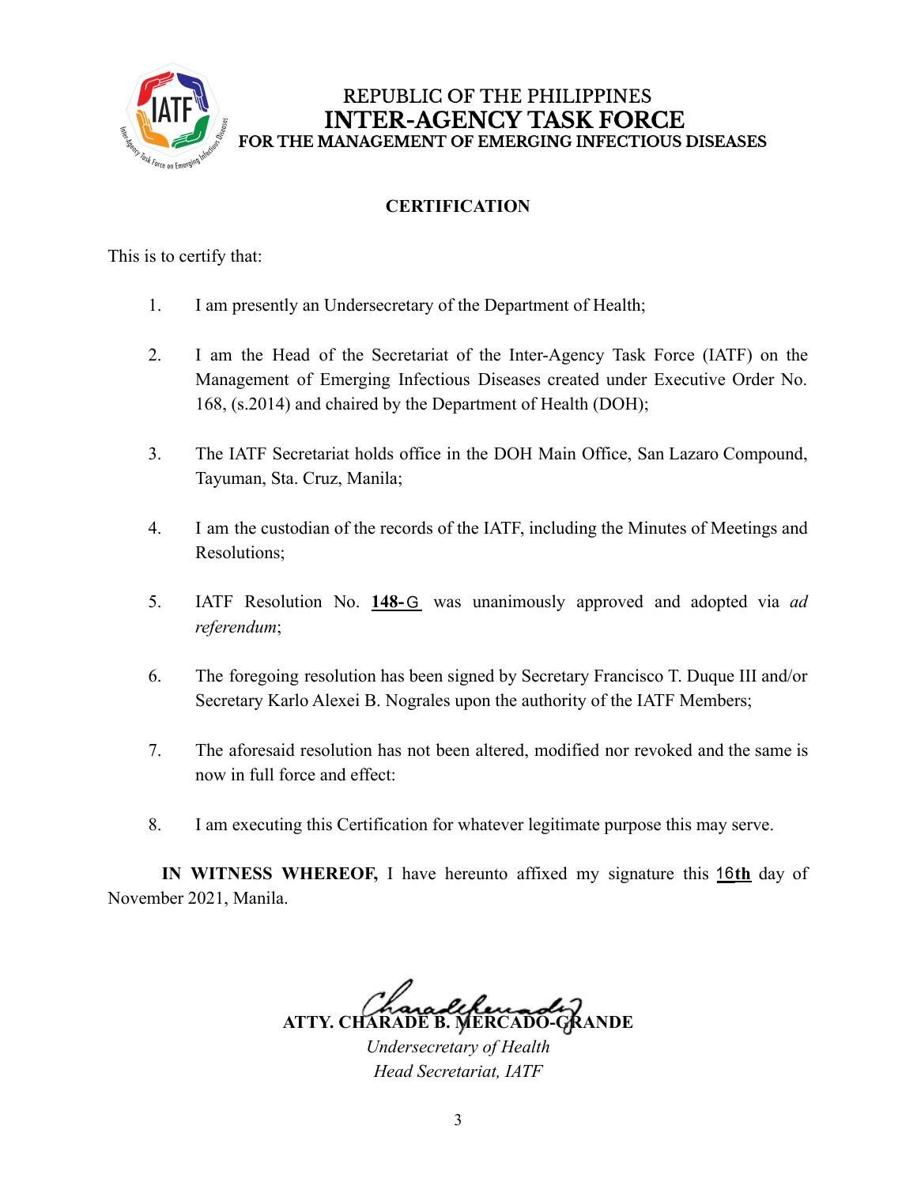REPUBLIC OF THE PHILIPPINES

**INTER-AGENCY TASK FORCE**

**FOR THE MANAGEMENT OF EMERGING INFECTIOUS DISEASES**

## CERTIFICATION

This is to certify that:

1. I am presently an Undersecretary of the Department of Health;

2. I am the Head of the Secretariat of the Inter-Agency Task Force (IATF) on the Management of Emerging Infectious Diseases created under Executive Order No. 168, (s.2014) and chaired by the Department of Health (DOH);

3. The IATF Secretariat holds office in the DOH Main Office, San Lazaro Compound, Tayuman, Sta. Cruz, Manila;

4. I am the custodian of the records of the IATF, including the Minutes of Meetings and Resolutions;

5. IATF Resolution No. **148-G** was unanimously approved and adopted via *ad referendum*;

6. The foregoing resolution has been signed by Secretary Francisco T. Duque III and/or Secretary Karlo Alexei B. Nograles upon the authority of the IATF Members;

7. The aforesaid resolution has not been altered, modified nor revoked and the same is now in full force and effect:

8. I am executing this Certification for whatever legitimate purpose this may serve.

**IN WITNESS WHEREOF,** I have hereunto affixed my signature this **16th** day of November 2021, Manila.

**ATTY. CHARADE B. MERCADO-GRANDE**

*Undersecretary of Health*

*Head Secretariat, IATF*